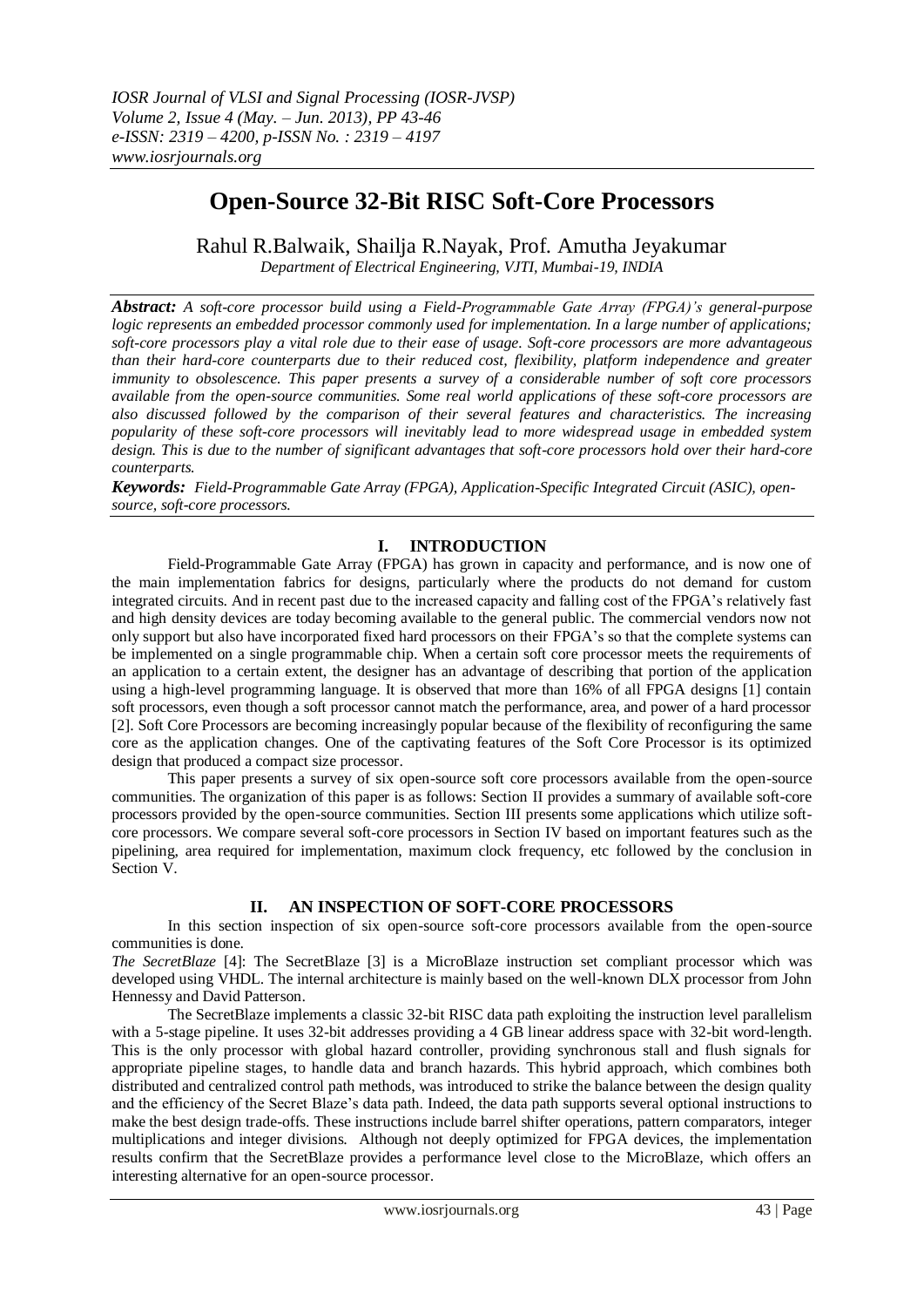# Open-Source 32-Bit RISC Soft-Core Processors

Rahul R.Balwaik, Shailja R.Nayak, Prof. Amutha Jeyakumar

*Department of Electrical Engineering, VJTI, Mumbai-19, INDIA*

***Abstract:*** *A soft-core processor build using a Field-Programmable Gate Array (FPGA)'s general-purpose logic represents an embedded processor commonly used for implementation. In a large number of applications; soft-core processors play a vital role due to their ease of usage. Soft-core processors are more advantageous than their hard-core counterparts due to their reduced cost, flexibility, platform independence and greater immunity to obsolescence. This paper presents a survey of a considerable number of soft core processors available from the open-source communities. Some real world applications of these soft-core processors are also discussed followed by the comparison of their several features and characteristics. The increasing popularity of these soft-core processors will inevitably lead to more widespread usage in embedded system design. This is due to the number of significant advantages that soft-core processors hold over their hard-core counterparts.*

***Keywords:*** *Field-Programmable Gate Array (FPGA), Application-Specific Integrated Circuit (ASIC), open-source, soft-core processors.*

## I. INTRODUCTION

Field-Programmable Gate Array (FPGA) has grown in capacity and performance, and is now one of the main implementation fabrics for designs, particularly where the products do not demand for custom integrated circuits. And in recent past due to the increased capacity and falling cost of the FPGA's relatively fast and high density devices are today becoming available to the general public. The commercial vendors now not only support but also have incorporated fixed hard processors on their FPGA's so that the complete systems can be implemented on a single programmable chip. When a certain soft core processor meets the requirements of an application to a certain extent, the designer has an advantage of describing that portion of the application using a high-level programming language. It is observed that more than 16% of all FPGA designs [1] contain soft processors, even though a soft processor cannot match the performance, area, and power of a hard processor [2]. Soft Core Processors are becoming increasingly popular because of the flexibility of reconfiguring the same core as the application changes. One of the captivating features of the Soft Core Processor is its optimized design that produced a compact size processor.

This paper presents a survey of six open-source soft core processors available from the open-source communities. The organization of this paper is as follows: Section II provides a summary of available soft-core processors provided by the open-source communities. Section III presents some applications which utilize soft-core processors. We compare several soft-core processors in Section IV based on important features such as the pipelining, area required for implementation, maximum clock frequency, etc followed by the conclusion in Section V.

## II. AN INSPECTION OF SOFT-CORE PROCESSORS

In this section inspection of six open-source soft-core processors available from the open-source communities is done.

*The SecretBlaze* [4]: The SecretBlaze [3] is a MicroBlaze instruction set compliant processor which was developed using VHDL. The internal architecture is mainly based on the well-known DLX processor from John Hennessy and David Patterson.

The SecretBlaze implements a classic 32-bit RISC data path exploiting the instruction level parallelism with a 5-stage pipeline. It uses 32-bit addresses providing a 4 GB linear address space with 32-bit word-length. This is the only processor with global hazard controller, providing synchronous stall and flush signals for appropriate pipeline stages, to handle data and branch hazards. This hybrid approach, which combines both distributed and centralized control path methods, was introduced to strike the balance between the design quality and the efficiency of the Secret Blaze's data path. Indeed, the data path supports several optional instructions to make the best design trade-offs. These instructions include barrel shifter operations, pattern comparators, integer multiplications and integer divisions. Although not deeply optimized for FPGA devices, the implementation results confirm that the SecretBlaze provides a performance level close to the MicroBlaze, which offers an interesting alternative for an open-source processor.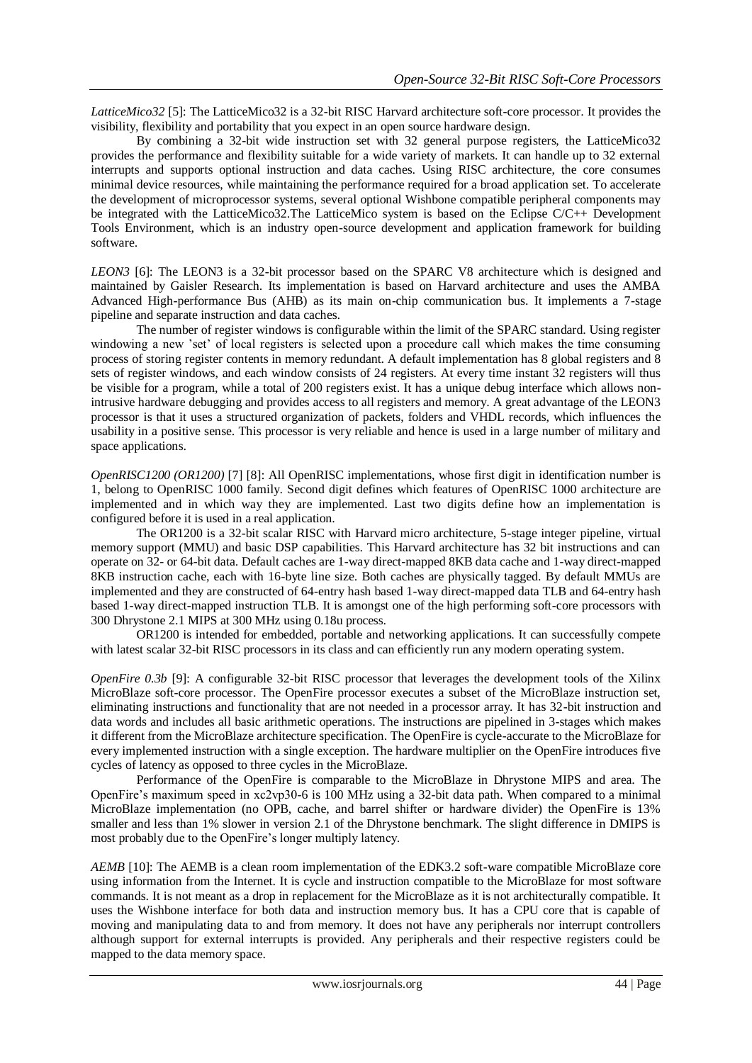*LatticeMico32* [5]: The LatticeMico32 is a 32-bit RISC Harvard architecture soft-core processor. It provides the visibility, flexibility and portability that you expect in an open source hardware design.

By combining a 32-bit wide instruction set with 32 general purpose registers, the LatticeMico32 provides the performance and flexibility suitable for a wide variety of markets. It can handle up to 32 external interrupts and supports optional instruction and data caches. Using RISC architecture, the core consumes minimal device resources, while maintaining the performance required for a broad application set. To accelerate the development of microprocessor systems, several optional Wishbone compatible peripheral components may be integrated with the LatticeMico32.The LatticeMico system is based on the Eclipse C/C++ Development Tools Environment, which is an industry open-source development and application framework for building software.

*LEON3* [6]: The LEON3 is a 32-bit processor based on the SPARC V8 architecture which is designed and maintained by Gaisler Research. Its implementation is based on Harvard architecture and uses the AMBA Advanced High-performance Bus (AHB) as its main on-chip communication bus. It implements a 7-stage pipeline and separate instruction and data caches.

The number of register windows is configurable within the limit of the SPARC standard. Using register windowing a new 'set' of local registers is selected upon a procedure call which makes the time consuming process of storing register contents in memory redundant. A default implementation has 8 global registers and 8 sets of register windows, and each window consists of 24 registers. At every time instant 32 registers will thus be visible for a program, while a total of 200 registers exist. It has a unique debug interface which allows non-intrusive hardware debugging and provides access to all registers and memory. A great advantage of the LEON3 processor is that it uses a structured organization of packets, folders and VHDL records, which influences the usability in a positive sense. This processor is very reliable and hence is used in a large number of military and space applications.

*OpenRISC1200 (OR1200)* [7] [8]: All OpenRISC implementations, whose first digit in identification number is 1, belong to OpenRISC 1000 family. Second digit defines which features of OpenRISC 1000 architecture are implemented and in which way they are implemented. Last two digits define how an implementation is configured before it is used in a real application.

The OR1200 is a 32-bit scalar RISC with Harvard micro architecture, 5-stage integer pipeline, virtual memory support (MMU) and basic DSP capabilities. This Harvard architecture has 32 bit instructions and can operate on 32- or 64-bit data. Default caches are 1-way direct-mapped 8KB data cache and 1-way direct-mapped 8KB instruction cache, each with 16-byte line size. Both caches are physically tagged. By default MMUs are implemented and they are constructed of 64-entry hash based 1-way direct-mapped data TLB and 64-entry hash based 1-way direct-mapped instruction TLB. It is amongst one of the high performing soft-core processors with 300 Dhrystone 2.1 MIPS at 300 MHz using 0.18u process.

OR1200 is intended for embedded, portable and networking applications. It can successfully compete with latest scalar 32-bit RISC processors in its class and can efficiently run any modern operating system.

*OpenFire 0.3b* [9]: A configurable 32-bit RISC processor that leverages the development tools of the Xilinx MicroBlaze soft-core processor. The OpenFire processor executes a subset of the MicroBlaze instruction set, eliminating instructions and functionality that are not needed in a processor array. It has 32-bit instruction and data words and includes all basic arithmetic operations. The instructions are pipelined in 3-stages which makes it different from the MicroBlaze architecture specification. The OpenFire is cycle-accurate to the MicroBlaze for every implemented instruction with a single exception. The hardware multiplier on the OpenFire introduces five cycles of latency as opposed to three cycles in the MicroBlaze.

Performance of the OpenFire is comparable to the MicroBlaze in Dhrystone MIPS and area. The OpenFire's maximum speed in xc2vp30-6 is 100 MHz using a 32-bit data path. When compared to a minimal MicroBlaze implementation (no OPB, cache, and barrel shifter or hardware divider) the OpenFire is 13% smaller and less than 1% slower in version 2.1 of the Dhrystone benchmark. The slight difference in DMIPS is most probably due to the OpenFire's longer multiply latency.

*AEMB* [10]: The AEMB is a clean room implementation of the EDK3.2 soft-ware compatible MicroBlaze core using information from the Internet. It is cycle and instruction compatible to the MicroBlaze for most software commands. It is not meant as a drop in replacement for the MicroBlaze as it is not architecturally compatible. It uses the Wishbone interface for both data and instruction memory bus. It has a CPU core that is capable of moving and manipulating data to and from memory. It does not have any peripherals nor interrupt controllers although support for external interrupts is provided. Any peripherals and their respective registers could be mapped to the data memory space.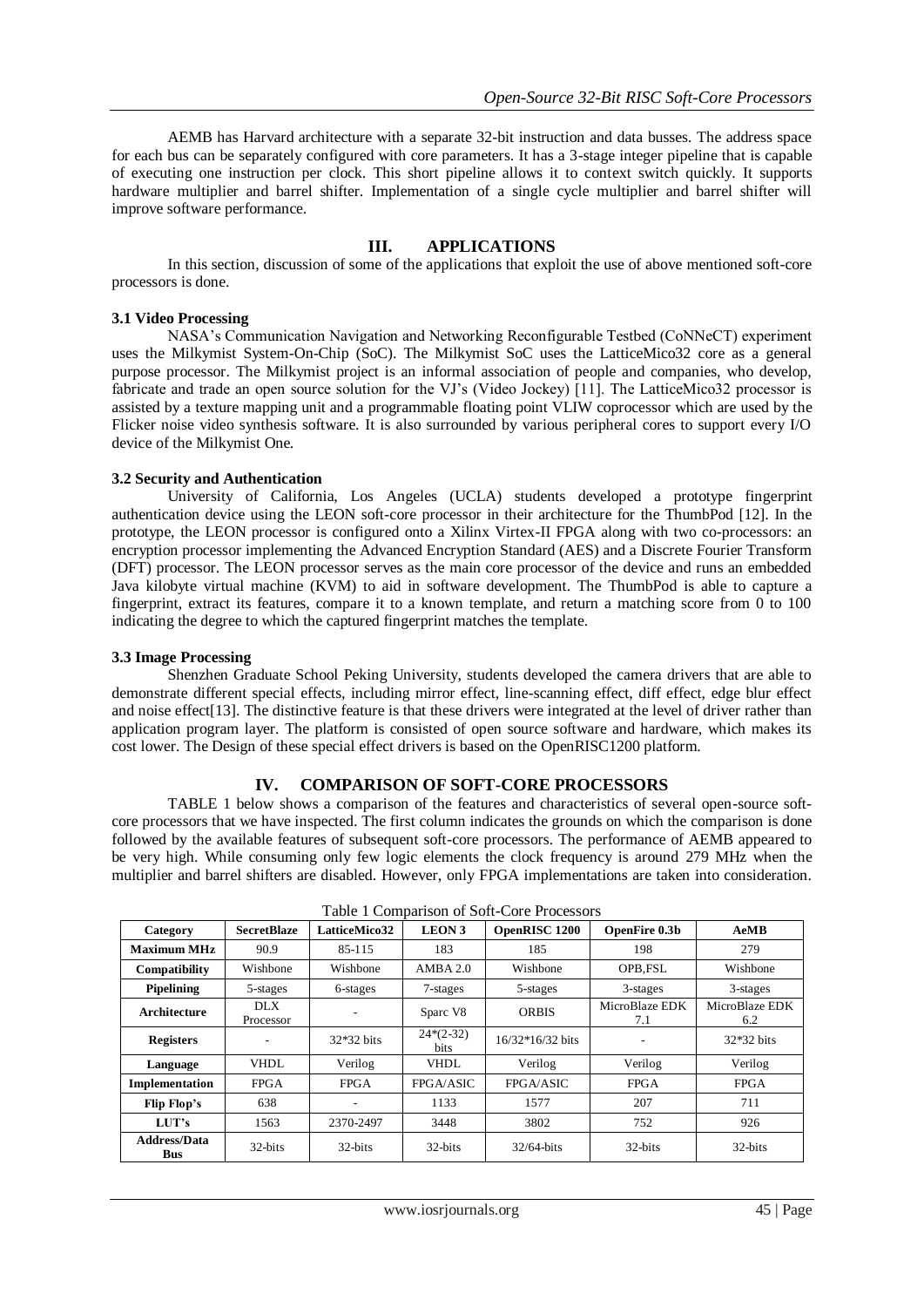AEMB has Harvard architecture with a separate 32-bit instruction and data busses. The address space for each bus can be separately configured with core parameters. It has a 3-stage integer pipeline that is capable of executing one instruction per clock. This short pipeline allows it to context switch quickly. It supports hardware multiplier and barrel shifter. Implementation of a single cycle multiplier and barrel shifter will improve software performance.

## III. APPLICATIONS

In this section, discussion of some of the applications that exploit the use of above mentioned soft-core processors is done.

### 3.1 Video Processing

NASA's Communication Navigation and Networking Reconfigurable Testbed (CoNNeCT) experiment uses the Milkymist System-On-Chip (SoC). The Milkymist SoC uses the LatticeMico32 core as a general purpose processor. The Milkymist project is an informal association of people and companies, who develop, fabricate and trade an open source solution for the VJ's (Video Jockey) [11]. The LatticeMico32 processor is assisted by a texture mapping unit and a programmable floating point VLIW coprocessor which are used by the Flicker noise video synthesis software. It is also surrounded by various peripheral cores to support every I/O device of the Milkymist One.

### 3.2 Security and Authentication

University of California, Los Angeles (UCLA) students developed a prototype fingerprint authentication device using the LEON soft-core processor in their architecture for the ThumbPod [12]. In the prototype, the LEON processor is configured onto a Xilinx Virtex-II FPGA along with two co-processors: an encryption processor implementing the Advanced Encryption Standard (AES) and a Discrete Fourier Transform (DFT) processor. The LEON processor serves as the main core processor of the device and runs an embedded Java kilobyte virtual machine (KVM) to aid in software development. The ThumbPod is able to capture a fingerprint, extract its features, compare it to a known template, and return a matching score from 0 to 100 indicating the degree to which the captured fingerprint matches the template.

### 3.3 Image Processing

Shenzhen Graduate School Peking University, students developed the camera drivers that are able to demonstrate different special effects, including mirror effect, line-scanning effect, diff effect, edge blur effect and noise effect[13]. The distinctive feature is that these drivers were integrated at the level of driver rather than application program layer. The platform is consisted of open source software and hardware, which makes its cost lower. The Design of these special effect drivers is based on the OpenRISC1200 platform.

## IV. COMPARISON OF SOFT-CORE PROCESSORS

TABLE 1 below shows a comparison of the features and characteristics of several open-source soft-core processors that we have inspected. The first column indicates the grounds on which the comparison is done followed by the available features of subsequent soft-core processors. The performance of AEMB appeared to be very high. While consuming only few logic elements the clock frequency is around 279 MHz when the multiplier and barrel shifters are disabled. However, only FPGA implementations are taken into consideration.

Table 1 Comparison of Soft-Core Processors

| Category | SecretBlaze | LatticeMico32 | LEON 3 | OpenRISC 1200 | OpenFire 0.3b | AeMB |
|---|---|---|---|---|---|---|
| Maximum MHz | 90.9 | 85-115 | 183 | 185 | 198 | 279 |
| Compatibility | Wishbone | Wishbone | AMBA 2.0 | Wishbone | OPB,FSL | Wishbone |
| Pipelining | 5-stages | 6-stages | 7-stages | 5-stages | 3-stages | 3-stages |
| Architecture | DLX Processor | - | Sparc V8 | ORBIS | MicroBlaze EDK 7.1 | MicroBlaze EDK 6.2 |
| Registers | - | 32*32 bits | 24*(2-32) bits | 16/32*16/32 bits | - | 32*32 bits |
| Language | VHDL | Verilog | VHDL | Verilog | Verilog | Verilog |
| Implementation | FPGA | FPGA | FPGA/ASIC | FPGA/ASIC | FPGA | FPGA |
| Flip Flop's | 638 | - | 1133 | 1577 | 207 | 711 |
| LUT's | 1563 | 2370-2497 | 3448 | 3802 | 752 | 926 |
| Address/Data Bus | 32-bits | 32-bits | 32-bits | 32/64-bits | 32-bits | 32-bits |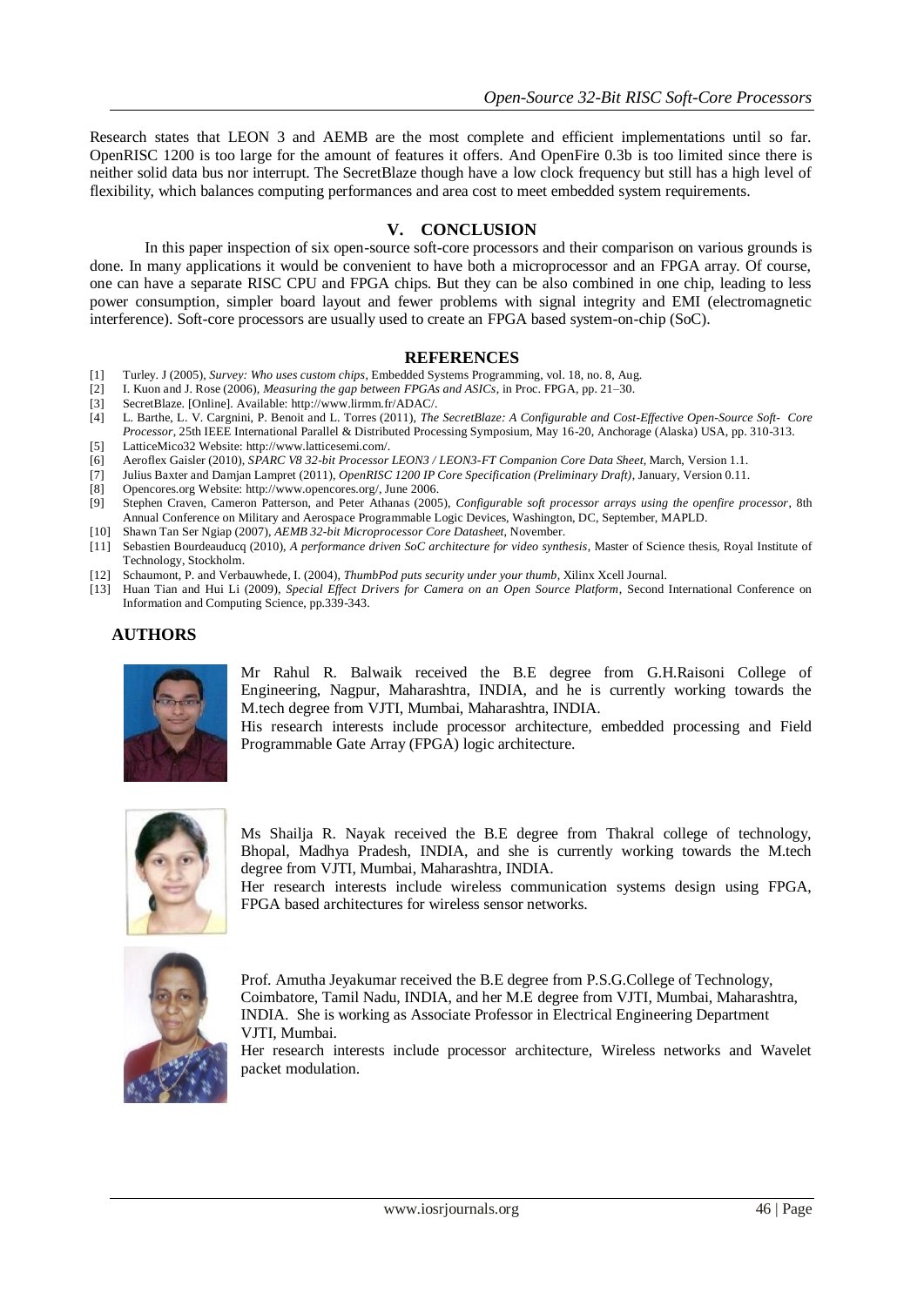Research states that LEON 3 and AEMB are the most complete and efficient implementations until so far. OpenRISC 1200 is too large for the amount of features it offers. And OpenFire 0.3b is too limited since there is neither solid data bus nor interrupt. The SecretBlaze though have a low clock frequency but still has a high level of flexibility, which balances computing performances and area cost to meet embedded system requirements.

## V. CONCLUSION

In this paper inspection of six open-source soft-core processors and their comparison on various grounds is done. In many applications it would be convenient to have both a microprocessor and an FPGA array. Of course, one can have a separate RISC CPU and FPGA chips. But they can be also combined in one chip, leading to less power consumption, simpler board layout and fewer problems with signal integrity and EMI (electromagnetic interference). Soft-core processors are usually used to create an FPGA based system-on-chip (SoC).

## REFERENCES

[1] Turley. J (2005), *Survey: Who uses custom chips*, Embedded Systems Programming, vol. 18, no. 8, Aug.
[2] I. Kuon and J. Rose (2006), *Measuring the gap between FPGAs and ASICs*, in Proc. FPGA, pp. 21–30.
[3] SecretBlaze. [Online]. Available: http://www.lirmm.fr/ADAC/.
[4] L. Barthe, L. V. Cargnini, P. Benoit and L. Torres (2011), *The SecretBlaze: A Configurable and Cost-Effective Open-Source Soft- Core Processor*, 25th IEEE International Parallel & Distributed Processing Symposium, May 16-20, Anchorage (Alaska) USA, pp. 310-313.
[5] LatticeMico32 Website: http://www.latticesemi.com/.
[6] Aeroflex Gaisler (2010), *SPARC V8 32-bit Processor LEON3 / LEON3-FT Companion Core Data Sheet*, March, Version 1.1.
[7] Julius Baxter and Damjan Lampret (2011), *OpenRISC 1200 IP Core Specification (Preliminary Draft)*, January, Version 0.11.
[8] Opencores.org Website: http://www.opencores.org/, June 2006.
[9] Stephen Craven, Cameron Patterson, and Peter Athanas (2005), *Configurable soft processor arrays using the openfire processor*, 8th Annual Conference on Military and Aerospace Programmable Logic Devices, Washington, DC, September, MAPLD.
[10] Shawn Tan Ser Ngiap (2007), *AEMB 32-bit Microprocessor Core Datasheet*, November.
[11] Sebastien Bourdeauducq (2010), *A performance driven SoC architecture for video synthesis*, Master of Science thesis, Royal Institute of Technology, Stockholm.
[12] Schaumont, P. and Verbauwhede, I. (2004), *ThumbPod puts security under your thumb*, Xilinx Xcell Journal.
[13] Huan Tian and Hui Li (2009), *Special Effect Drivers for Camera on an Open Source Platform*, Second International Conference on Information and Computing Science, pp.339-343.

## AUTHORS

Mr Rahul R. Balwaik received the B.E degree from G.H.Raisoni College of Engineering, Nagpur, Maharashtra, INDIA, and he is currently working towards the M.tech degree from VJTI, Mumbai, Maharashtra, INDIA.
His research interests include processor architecture, embedded processing and Field Programmable Gate Array (FPGA) logic architecture.

Ms Shailja R. Nayak received the B.E degree from Thakral college of technology, Bhopal, Madhya Pradesh, INDIA, and she is currently working towards the M.tech degree from VJTI, Mumbai, Maharashtra, INDIA.
Her research interests include wireless communication systems design using FPGA, FPGA based architectures for wireless sensor networks.

Prof. Amutha Jeyakumar received the B.E degree from P.S.G.College of Technology, Coimbatore, Tamil Nadu, INDIA, and her M.E degree from VJTI, Mumbai, Maharashtra, INDIA. She is working as Associate Professor in Electrical Engineering Department VJTI, Mumbai.
Her research interests include processor architecture, Wireless networks and Wavelet packet modulation.